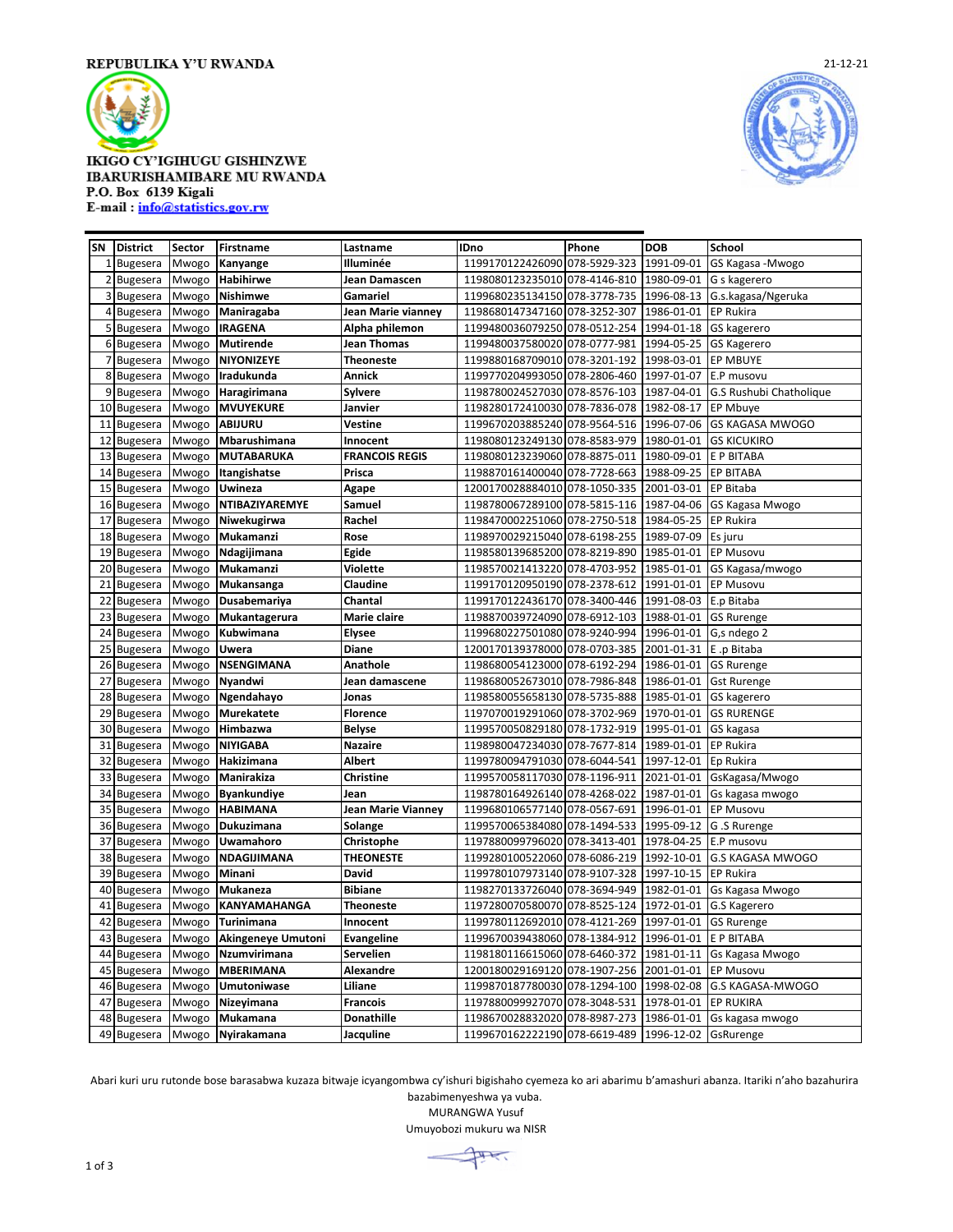REPUBULIKA Y'U RWANDA

21-12-21

IKIGO CY'IGIHUGU GISHINZWE
IBARURISHAMIBARE MU RWANDA
P.O. Box 6139 Kigali
E-mail : info@statistics.gov.rw

| SN | District | Sector | Firstname | Lastname | IDno | Phone | DOB | School |
|---|---|---|---|---|---|---|---|---|
| 1 | Bugesera | Mwogo | Kanyange | Illuminée | 1199170122426090 | 078-5929-323 | 1991-09-01 | GS Kagasa -Mwogo |
| 2 | Bugesera | Mwogo | Habihirwe | Jean Damascen | 1198080123235010 | 078-4146-810 | 1980-09-01 | G s kagerero |
| 3 | Bugesera | Mwogo | Nishimwe | Gamariel | 1199680235134150 | 078-3778-735 | 1996-08-13 | G.s.kagasa/Ngeruka |
| 4 | Bugesera | Mwogo | Maniragaba | Jean Marie vianney | 1198680147347160 | 078-3252-307 | 1986-01-01 | EP Rukira |
| 5 | Bugesera | Mwogo | IRAGENA | Alpha philemon | 1199480036079250 | 078-0512-254 | 1994-01-18 | GS kagerero |
| 6 | Bugesera | Mwogo | Mutirende | Jean Thomas | 1199480037580020 | 078-0777-981 | 1994-05-25 | GS Kagerero |
| 7 | Bugesera | Mwogo | NIYONIZEYE | Theoneste | 1199880168709010 | 078-3201-192 | 1998-03-01 | EP MBUYE |
| 8 | Bugesera | Mwogo | Iradukunda | Annick | 1199770204993050 | 078-2806-460 | 1997-01-07 | E.P musovu |
| 9 | Bugesera | Mwogo | Haragirimana | Sylvere | 1198780024527030 | 078-8576-103 | 1987-04-01 | G.S Rushubi Chatholique |
| 10 | Bugesera | Mwogo | MVUYEKURE | Janvier | 1198280172410030 | 078-7836-078 | 1982-08-17 | EP Mbuye |
| 11 | Bugesera | Mwogo | ABIJURU | Vestine | 1199670203885240 | 078-9564-516 | 1996-07-06 | GS KAGASA MWOGO |
| 12 | Bugesera | Mwogo | Mbarushimana | Innocent | 1198080123249130 | 078-8583-979 | 1980-01-01 | GS KICUKIRO |
| 13 | Bugesera | Mwogo | MUTABARUKA | FRANCOIS REGIS | 1198080123239060 | 078-8875-011 | 1980-09-01 | E P BITABA |
| 14 | Bugesera | Mwogo | Itangishatse | Prisca | 1198870161400040 | 078-7728-663 | 1988-09-25 | EP BITABA |
| 15 | Bugesera | Mwogo | Uwineza | Agape | 1200170028884010 | 078-1050-335 | 2001-03-01 | EP Bitaba |
| 16 | Bugesera | Mwogo | NTIBAZIYAREMYE | Samuel | 1198780067289100 | 078-5815-116 | 1987-04-06 | GS Kagasa Mwogo |
| 17 | Bugesera | Mwogo | Niwekugirwa | Rachel | 1198470002251060 | 078-2750-518 | 1984-05-25 | EP Rukira |
| 18 | Bugesera | Mwogo | Mukamanzi | Rose | 1198970029215040 | 078-6198-255 | 1989-07-09 | Es juru |
| 19 | Bugesera | Mwogo | Ndagijimana | Egide | 1198580139685200 | 078-8219-890 | 1985-01-01 | EP Musovu |
| 20 | Bugesera | Mwogo | Mukamanzi | Violette | 1198570021413220 | 078-4703-952 | 1985-01-01 | GS Kagasa/mwogo |
| 21 | Bugesera | Mwogo | Mukansanga | Claudine | 1199170120950190 | 078-2378-612 | 1991-01-01 | EP Musovu |
| 22 | Bugesera | Mwogo | Dusabemariya | Chantal | 1199170122436170 | 078-3400-446 | 1991-08-03 | E.p Bitaba |
| 23 | Bugesera | Mwogo | Mukantagerura | Marie claire | 1198870039724090 | 078-6912-103 | 1988-01-01 | GS Rurenge |
| 24 | Bugesera | Mwogo | Kubwimana | Elysee | 1199680227501080 | 078-9240-994 | 1996-01-01 | G,s ndego 2 |
| 25 | Bugesera | Mwogo | Uwera | Diane | 1200170139378000 | 078-0703-385 | 2001-01-31 | E .p Bitaba |
| 26 | Bugesera | Mwogo | NSENGIMANA | Anathole | 1198680054123000 | 078-6192-294 | 1986-01-01 | GS Rurenge |
| 27 | Bugesera | Mwogo | Nyandwi | Jean damascene | 1198680052673010 | 078-7986-848 | 1986-01-01 | Gst Rurenge |
| 28 | Bugesera | Mwogo | Ngendahayo | Jonas | 1198580055658130 | 078-5735-888 | 1985-01-01 | GS kagerero |
| 29 | Bugesera | Mwogo | Murekatete | Florence | 1197070019291060 | 078-3702-969 | 1970-01-01 | GS RURENGE |
| 30 | Bugesera | Mwogo | Himbazwa | Belyse | 1199570050829180 | 078-1732-919 | 1995-01-01 | GS kagasa |
| 31 | Bugesera | Mwogo | NIYIGABA | Nazaire | 1198980047234030 | 078-7677-814 | 1989-01-01 | EP Rukira |
| 32 | Bugesera | Mwogo | Hakizimana | Albert | 1199780094791030 | 078-6044-541 | 1997-12-01 | Ep Rukira |
| 33 | Bugesera | Mwogo | Manirakiza | Christine | 1199570058117030 | 078-1196-911 | 2021-01-01 | GsKagasa/Mwogo |
| 34 | Bugesera | Mwogo | Byankundiye | Jean | 1198780164926140 | 078-4268-022 | 1987-01-01 | Gs kagasa mwogo |
| 35 | Bugesera | Mwogo | HABIMANA | Jean Marie Vianney | 1199680106577140 | 078-0567-691 | 1996-01-01 | EP Musovu |
| 36 | Bugesera | Mwogo | Dukuzimana | Solange | 1199570065384080 | 078-1494-533 | 1995-09-12 | G .S Rurenge |
| 37 | Bugesera | Mwogo | Uwamahoro | Christophe | 1197880099796020 | 078-3413-401 | 1978-04-25 | E.P musovu |
| 38 | Bugesera | Mwogo | NDAGIJIMANA | THEONESTE | 1199280100522060 | 078-6086-219 | 1992-10-01 | G.S KAGASA MWOGO |
| 39 | Bugesera | Mwogo | Minani | David | 1199780107973140 | 078-9107-328 | 1997-10-15 | EP Rukira |
| 40 | Bugesera | Mwogo | Mukaneza | Bibiane | 1198270133726040 | 078-3694-949 | 1982-01-01 | Gs Kagasa Mwogo |
| 41 | Bugesera | Mwogo | KANYAMAHANGA | Theoneste | 1197280070580070 | 078-8525-124 | 1972-01-01 | G.S Kagerero |
| 42 | Bugesera | Mwogo | Turinimana | Innocent | 1199780112692010 | 078-4121-269 | 1997-01-01 | GS Rurenge |
| 43 | Bugesera | Mwogo | Akingeneye Umutoni | Evangeline | 1199670039438060 | 078-1384-912 | 1996-01-01 | E P BITABA |
| 44 | Bugesera | Mwogo | Nzumvirimana | Servelien | 1198180116615060 | 078-6460-372 | 1981-01-11 | Gs Kagasa Mwogo |
| 45 | Bugesera | Mwogo | MBERIMANA | Alexandre | 1200180169169120 | 078-1907-256 | 2001-01-01 | EP Musovu |
| 46 | Bugesera | Mwogo | Umutoniwase | Liliane | 1199870187780030 | 078-1294-100 | 1998-02-08 | G.S KAGASA-MWOGO |
| 47 | Bugesera | Mwogo | Nizeyimana | Francois | 1197880099927070 | 078-3048-531 | 1978-01-01 | EP RUKIRA |
| 48 | Bugesera | Mwogo | Mukamana | Donathille | 1198670028832020 | 078-8987-273 | 1986-01-01 | Gs kagasa mwogo |
| 49 | Bugesera | Mwogo | Nyirakamana | Jacquline | 1199670162222190 | 078-6619-489 | 1996-12-02 | GsRurenge |

Abari kuri uru rutonde bose barasabwa kuzaza bitwaje icyangombwa cy'ishuri bigishaho cyemeza ko ari abarimu b'amashuri abanza. Itariki n'aho bazahurira bazabimenyeshwa ya vuba.

MURANGWA Yusuf

Umuyobozi mukuru wa NISR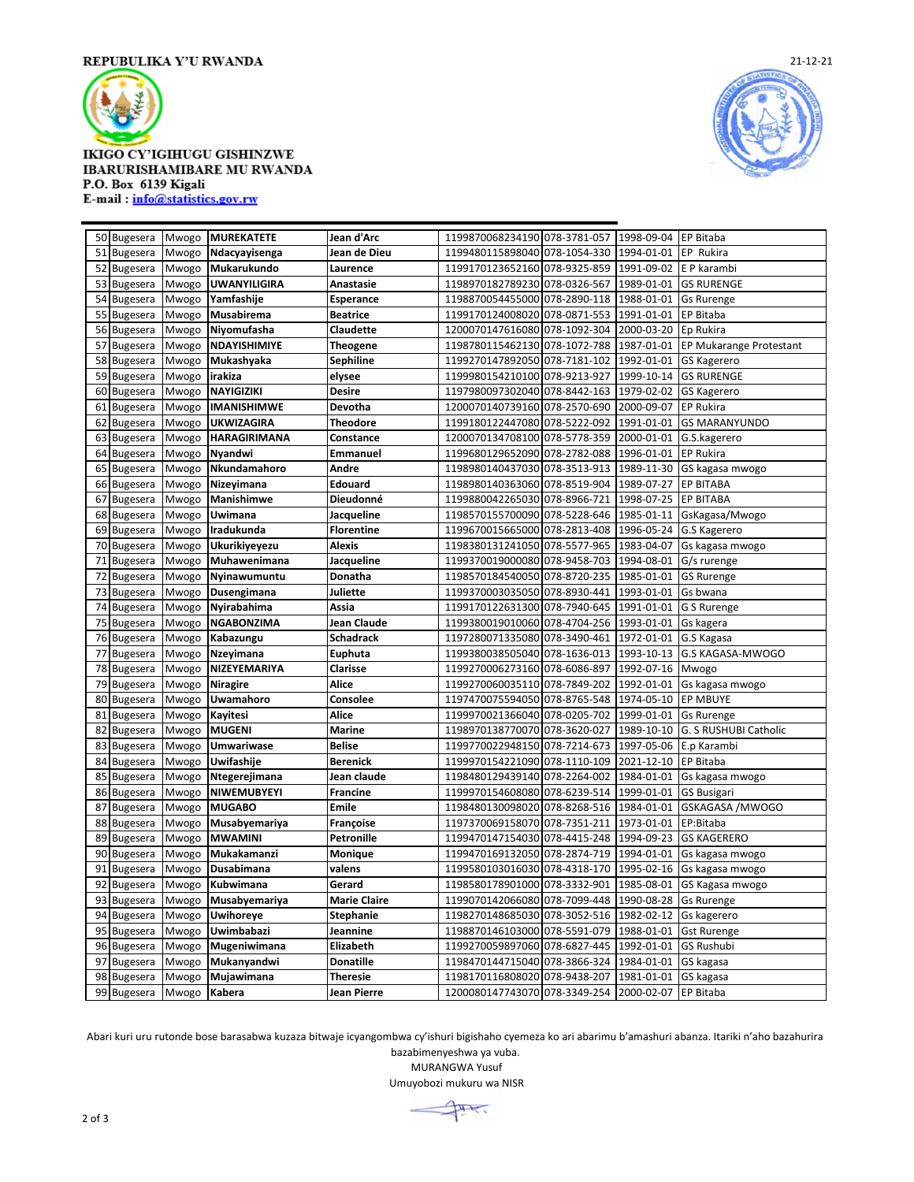REPUBULIKA Y'U RWANDA

21-12-21

IKIGO CY'IGIHUGU GISHINZWE
IBARURISHAMIBARE MU RWANDA
P.O. Box 6139 Kigali
E-mail : info@statistics.gov.rw

| | | | | | | | | |
|---|---|---|---|---|---|---|---|---|
| 50 | Bugesera | Mwogo | **MUREKATETE** | **Jean d'Arc** | 1199870068234190 | 078-3781-057 | 1998-09-04 | EP Bitaba |
| 51 | Bugesera | Mwogo | **Ndacyayisenga** | **Jean de Dieu** | 1199480115898040 | 078-1054-330 | 1994-01-01 | EP Rukira |
| 52 | Bugesera | Mwogo | **Mukarukundo** | **Laurence** | 1199170123652160 | 078-9325-859 | 1991-09-02 | E P karambi |
| 53 | Bugesera | Mwogo | **UWANYILIGIRA** | **Anastasie** | 1198970182789230 | 078-0326-567 | 1989-01-01 | GS RURENGE |
| 54 | Bugesera | Mwogo | **Yamfashije** | **Esperance** | 1198870054455000 | 078-2890-118 | 1988-01-01 | Gs Rurenge |
| 55 | Bugesera | Mwogo | **Musabirema** | **Beatrice** | 1199170124008020 | 078-0871-553 | 1991-01-01 | EP Bitaba |
| 56 | Bugesera | Mwogo | **Niyomufasha** | **Claudette** | 1200070147616080 | 078-1092-304 | 2000-03-20 | Ep Rukira |
| 57 | Bugesera | Mwogo | **NDAYISHIMIYE** | **Theogene** | 1198780115462130 | 078-1072-788 | 1987-01-01 | EP Mukarange Protestant |
| 58 | Bugesera | Mwogo | **Mukashyaka** | **Sephiline** | 1199270147892050 | 078-7181-102 | 1992-01-01 | GS Kagerero |
| 59 | Bugesera | Mwogo | **irakiza** | **elysee** | 1199980154210100 | 078-9213-927 | 1999-10-14 | GS RURENGE |
| 60 | Bugesera | Mwogo | **NAYIGIZIKI** | **Desire** | 1197980097302040 | 078-8442-163 | 1979-02-02 | GS Kagerero |
| 61 | Bugesera | Mwogo | **IMANISHIMWE** | **Devotha** | 1200070140739160 | 078-2570-690 | 2000-09-07 | EP Rukira |
| 62 | Bugesera | Mwogo | **UKWIZAGIRA** | **Theodore** | 1199180122447080 | 078-5222-092 | 1991-01-01 | GS MARANYUNDO |
| 63 | Bugesera | Mwogo | **HARAGIRIMANA** | **Constance** | 1200070134708100 | 078-5778-359 | 2000-01-01 | G.S.kagerero |
| 64 | Bugesera | Mwogo | **Nyandwi** | **Emmanuel** | 1199680129652090 | 078-2782-088 | 1996-01-01 | EP Rukira |
| 65 | Bugesera | Mwogo | **Nkundamahoro** | **Andre** | 1198980140437030 | 078-3513-913 | 1989-11-30 | GS kagasa mwogo |
| 66 | Bugesera | Mwogo | **Nizeyimana** | **Edouard** | 1198980140363060 | 078-8519-904 | 1989-07-27 | EP BITABA |
| 67 | Bugesera | Mwogo | **Manishimwe** | **Dieudonné** | 1199880042265030 | 078-8966-721 | 1998-07-25 | EP BITABA |
| 68 | Bugesera | Mwogo | **Uwimana** | **Jacqueline** | 1198570155700090 | 078-5228-646 | 1985-01-11 | GsKagasa/Mwogo |
| 69 | Bugesera | Mwogo | **Iradukunda** | **Florentine** | 1199670015665000 | 078-2813-408 | 1996-05-24 | G.S Kagerero |
| 70 | Bugesera | Mwogo | **Ukurikiyeyezu** | **Alexis** | 1198380131241050 | 078-5577-965 | 1983-04-07 | Gs kagasa mwogo |
| 71 | Bugesera | Mwogo | **Muhawenimana** | **Jacqueline** | 1199370019000080 | 078-9458-703 | 1994-08-01 | G/s rurenge |
| 72 | Bugesera | Mwogo | **Nyinawumuntu** | **Donatha** | 1198570184540150 | 078-8720-235 | 1985-01-01 | GS Rurenge |
| 73 | Bugesera | Mwogo | **Dusengimana** | **Juliette** | 1199370003035050 | 078-8930-441 | 1993-01-01 | Gs bwana |
| 74 | Bugesera | Mwogo | **Nyirabahima** | **Assia** | 1199170122631300 | 078-7940-645 | 1991-01-01 | G S Rurenge |
| 75 | Bugesera | Mwogo | **NGABONZIMA** | **Jean Claude** | 1199380019010060 | 078-4704-256 | 1993-01-01 | Gs kagera |
| 76 | Bugesera | Mwogo | **Kabazungu** | **Schadrack** | 1197280071335080 | 078-3490-461 | 1972-01-01 | G.S Kagasa |
| 77 | Bugesera | Mwogo | **Nzeyimana** | **Euphuta** | 1199380038505040 | 078-1636-013 | 1993-10-13 | G.S KAGASA-MWOGO |
| 78 | Bugesera | Mwogo | **NIZEYEMARIYA** | **Clarisse** | 1199270006273160 | 078-6086-897 | 1992-07-16 | Mwogo |
| 79 | Bugesera | Mwogo | **Niragire** | **Alice** | 1199270060035110 | 078-7849-202 | 1992-01-01 | Gs kagasa mwogo |
| 80 | Bugesera | Mwogo | **Uwamahoro** | **Consolee** | 1197470075594050 | 078-8765-548 | 1974-05-10 | EP MBUYE |
| 81 | Bugesera | Mwogo | **Kayitesi** | **Alice** | 1199970021366040 | 078-0205-702 | 1999-01-01 | Gs Rurenge |
| 82 | Bugesera | Mwogo | **MUGENI** | **Marine** | 1198970138770070 | 078-3620-027 | 1989-10-10 | G. S RUSHUBI Catholic |
| 83 | Bugesera | Mwogo | **Umwariwase** | **Belise** | 1199770022948150 | 078-7214-673 | 1997-05-06 | E.p Karambi |
| 84 | Bugesera | Mwogo | **Uwifashije** | **Berenick** | 1199970154221090 | 078-1110-109 | 2021-12-10 | EP Bitaba |
| 85 | Bugesera | Mwogo | **Ntegerejimana** | **Jean claude** | 1198480129439140 | 078-2264-002 | 1984-01-01 | Gs kagasa mwogo |
| 86 | Bugesera | Mwogo | **NIWEMUBYEYI** | **Francine** | 1199970154608080 | 078-6239-514 | 1999-01-01 | GS Busigari |
| 87 | Bugesera | Mwogo | **MUGABO** | **Emile** | 1198480130098020 | 078-8268-516 | 1984-01-01 | GSKAGASA /MWOGO |
| 88 | Bugesera | Mwogo | **Musabyemariya** | **Françoise** | 1197370069158070 | 078-7351-211 | 1973-01-01 | EP:Bitaba |
| 89 | Bugesera | Mwogo | **MWAMINI** | **Petronille** | 1199470147154030 | 078-4415-248 | 1994-09-23 | GS KAGERERO |
| 90 | Bugesera | Mwogo | **Mukakamanzi** | **Monique** | 1199470169132050 | 078-2874-719 | 1994-01-01 | Gs kagasa mwogo |
| 91 | Bugesera | Mwogo | **Dusabimana** | **valens** | 1199580103016030 | 078-4318-170 | 1995-02-16 | Gs kagasa mwogo |
| 92 | Bugesera | Mwogo | **Kubwimana** | **Gerard** | 1198580178901000 | 078-3332-901 | 1985-08-01 | GS Kagasa mwogo |
| 93 | Bugesera | Mwogo | **Musabyemariya** | **Marie Claire** | 1199070142066080 | 078-7099-448 | 1990-08-28 | Gs Rurenge |
| 94 | Bugesera | Mwogo | **Uwihoreye** | **Stephanie** | 1198270148685030 | 078-3052-516 | 1982-02-12 | Gs kagerero |
| 95 | Bugesera | Mwogo | **Uwimbabazi** | **Jeannine** | 1198870146103000 | 078-5591-079 | 1988-01-01 | Gst Rurenge |
| 96 | Bugesera | Mwogo | **Mugeniwimana** | **Elizabeth** | 1199270059897060 | 078-6827-445 | 1992-01-01 | GS Rushubi |
| 97 | Bugesera | Mwogo | **Mukanyandwi** | **Donatille** | 1198470144715040 | 078-3866-324 | 1984-01-01 | GS kagasa |
| 98 | Bugesera | Mwogo | **Mujawimana** | **Theresie** | 1198170116808020 | 078-9438-207 | 1981-01-01 | GS kagasa |
| 99 | Bugesera | Mwogo | **Kabera** | **Jean Pierre** | 1200080147743070 | 078-3349-254 | 2000-02-07 | EP Bitaba |

Abari kuri uru rutonde bose barasabwa kuzaza bitwaje icyangombwa cy'ishuri bigishaho cyemeza ko ari abarimu b'amashuri abanza. Itariki n'aho bazahurira bazabimenyeshwa ya vuba.

MURANGWA Yusuf

Umuyobozi mukuru wa NISR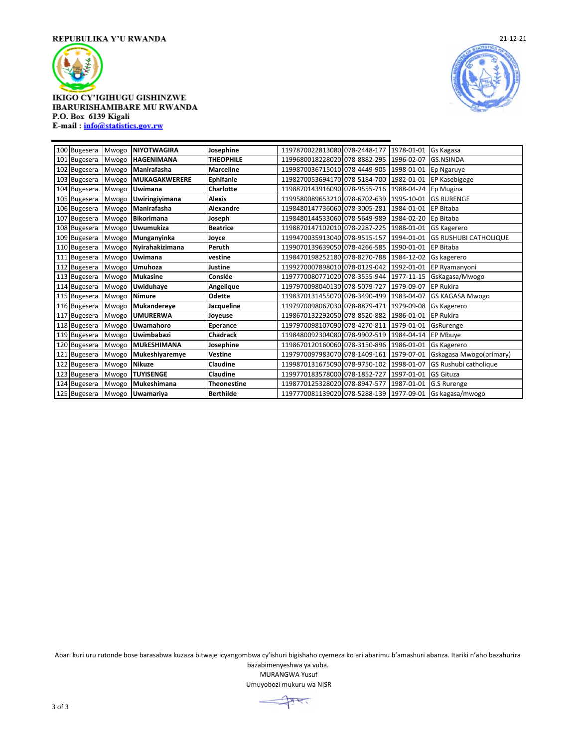**REPUBULIKA Y'U RWANDA**

21-12-21

**IKIGO CY'IGIHUGU GISHINZWE IBARURISHAMIBARE MU RWANDA**
**P.O. Box 6139 Kigali**
**E-mail : info@statistics.gov.rw**

| | | | | | | | | |
|---|---|---|---|---|---|---|---|---|
| 100 | Bugesera | Mwogo | **NIYOTWAGIRA** | **Josephine** | 1197870022813080 | 078-2448-177 | 1978-01-01 | Gs Kagasa |
| 101 | Bugesera | Mwogo | **HAGENIMANA** | **THEOPHILE** | 1199680018228020 | 078-8882-295 | 1996-02-07 | GS.NSINDA |
| 102 | Bugesera | Mwogo | **Manirafasha** | **Marceline** | 1199870036715010 | 078-4449-905 | 1998-01-01 | Ep Ngaruye |
| 103 | Bugesera | Mwogo | **MUKAGAKWERERE** | **Ephifanie** | 1198270053694170 | 078-5184-700 | 1982-01-01 | EP Kasebigege |
| 104 | Bugesera | Mwogo | **Uwimana** | **Charlotte** | 1198870143916090 | 078-9555-716 | 1988-04-24 | Ep Mugina |
| 105 | Bugesera | Mwogo | **Uwiringiyimana** | **Alexis** | 1199580089653210 | 078-6702-639 | 1995-10-01 | GS RURENGE |
| 106 | Bugesera | Mwogo | **Manirafasha** | **Alexandre** | 1198480147736060 | 078-3005-281 | 1984-01-01 | EP Bitaba |
| 107 | Bugesera | Mwogo | **Bikorimana** | **Joseph** | 1198480144533060 | 078-5649-989 | 1984-02-20 | Ep Bitaba |
| 108 | Bugesera | Mwogo | **Uwumukiza** | **Beatrice** | 1198870147102010 | 078-2287-225 | 1988-01-01 | GS Kagerero |
| 109 | Bugesera | Mwogo | **Munganyinka** | **Joyce** | 1199470035913040 | 078-9515-157 | 1994-01-01 | GS RUSHUBI CATHOLIQUE |
| 110 | Bugesera | Mwogo | **Nyirahakizimana** | **Peruth** | 1199070139639050 | 078-4266-585 | 1990-01-01 | EP Bitaba |
| 111 | Bugesera | Mwogo | **Uwimana** | **vestine** | 1198470198252180 | 078-8270-788 | 1984-12-02 | Gs kagerero |
| 112 | Bugesera | Mwogo | **Umuhoza** | **Justine** | 1199270007898010 | 078-0129-042 | 1992-01-01 | EP Ryamanyoni |
| 113 | Bugesera | Mwogo | **Mukasine** | **Conslée** | 1197770080771020 | 078-3555-944 | 1977-11-15 | GsKagasa/Mwogo |
| 114 | Bugesera | Mwogo | **Uwiduhaye** | **Angelique** | 1197970098040130 | 078-5079-727 | 1979-09-07 | EP Rukira |
| 115 | Bugesera | Mwogo | **Nimure** | **Odette** | 1198370131455070 | 078-3490-499 | 1983-04-07 | GS KAGASA Mwogo |
| 116 | Bugesera | Mwogo | **Mukandereye** | **Jacqueline** | 1197970098067030 | 078-8879-471 | 1979-09-08 | Gs Kagerero |
| 117 | Bugesera | Mwogo | **UMURERWA** | **Joyeuse** | 1198670132292050 | 078-8520-882 | 1986-01-01 | EP Rukira |
| 118 | Bugesera | Mwogo | **Uwamahoro** | **Eperance** | 1197970098107090 | 078-4270-811 | 1979-01-01 | GsRurenge |
| 119 | Bugesera | Mwogo | **Uwimbabazi** | **Chadrack** | 1198480092304080 | 078-9902-519 | 1984-04-14 | EP Mbuye |
| 120 | Bugesera | Mwogo | **MUkESHIMANA** | **Josephine** | 1198670120160060 | 078-3150-896 | 1986-01-01 | Gs Kagerero |
| 121 | Bugesera | Mwogo | **Mukeshiyaremye** | **Vestine** | 1197970097983070 | 078-1409-161 | 1979-07-01 | Gskagasa Mwogo(primary) |
| 122 | Bugesera | Mwogo | **Nikuze** | **Claudine** | 1199870131675090 | 078-9750-102 | 1998-01-07 | GS Rushubi catholique |
| 123 | Bugesera | Mwogo | **TUYISENGE** | **Claudine** | 1199770183578000 | 078-1852-727 | 1997-01-01 | GS Gituza |
| 124 | Bugesera | Mwogo | **Mukeshimana** | **Theonestine** | 1198770125328020 | 078-8947-577 | 1987-01-01 | G.S Rurenge |
| 125 | Bugesera | Mwogo | **Uwamariya** | **Berthilde** | 1197770081139020 | 078-5288-139 | 1977-09-01 | Gs kagasa/mwogo |

Abari kuri uru rutonde bose barasabwa kuzaza bitwaje icyangombwa cy'ishuri bigishaho cyemeza ko ari abarimu b'amashuri abanza. Itariki n'aho bazahurira bazabimenyeshwa ya vuba.

MURANGWA Yusuf

Umuyobozi mukuru wa NISR